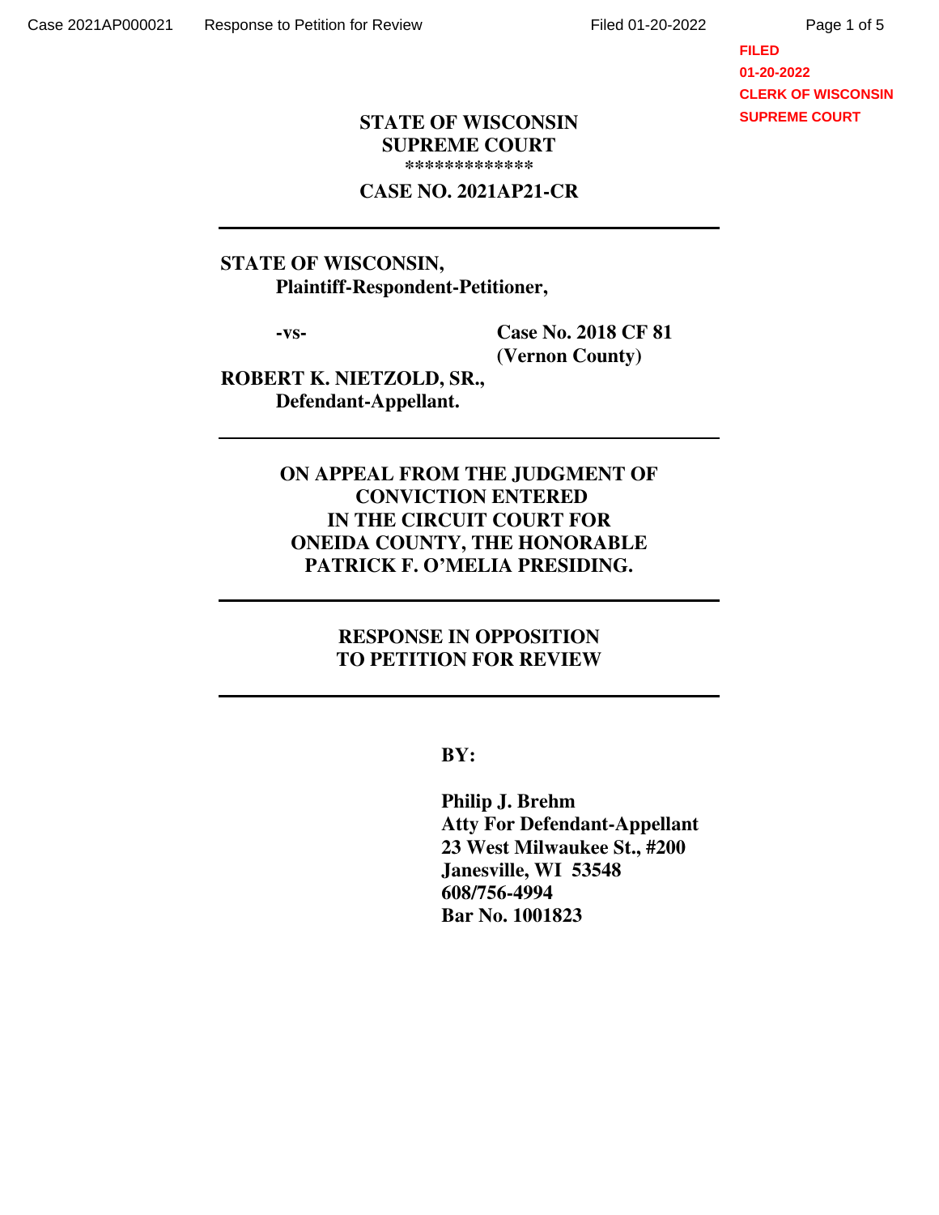FILED
01-20-2022
CLERK OF WISCONSIN
SUPREME COURT

**STATE OF WISCONSIN**
**SUPREME COURT**
*************

**CASE NO. 2021AP21-CR**

---

**STATE OF WISCONSIN,**
**Plaintiff-Respondent-Petitioner,**

**-vs-** **Case No. 2018 CF 81**
**(Vernon County)**

**ROBERT K. NIETZOLD, SR.,**
**Defendant-Appellant.**

---

**ON APPEAL FROM THE JUDGMENT OF CONVICTION ENTERED IN THE CIRCUIT COURT FOR ONEIDA COUNTY, THE HONORABLE PATRICK F. O'MELIA PRESIDING.**

---

**RESPONSE IN OPPOSITION TO PETITION FOR REVIEW**

---

**BY:**

**Philip J. Brehm**
**Atty For Defendant-Appellant**
**23 West Milwaukee St., #200**
**Janesville, WI 53548**
**608/756-4994**
**Bar No. 1001823**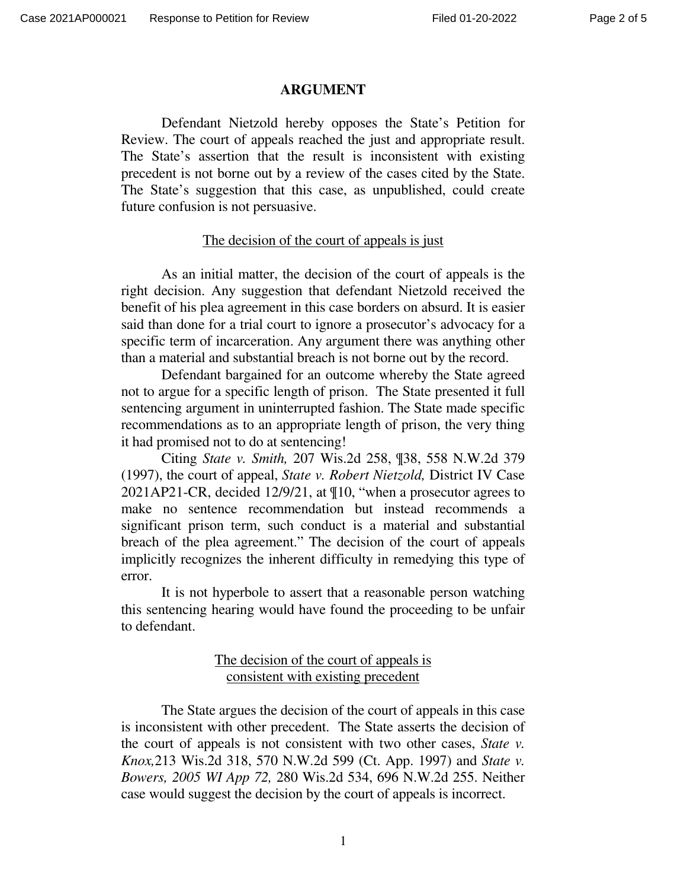## ARGUMENT

Defendant Nietzold hereby opposes the State's Petition for Review. The court of appeals reached the just and appropriate result. The State's assertion that the result is inconsistent with existing precedent is not borne out by a review of the cases cited by the State. The State's suggestion that this case, as unpublished, could create future confusion is not persuasive.

### The decision of the court of appeals is just

As an initial matter, the decision of the court of appeals is the right decision. Any suggestion that defendant Nietzold received the benefit of his plea agreement in this case borders on absurd. It is easier said than done for a trial court to ignore a prosecutor's advocacy for a specific term of incarceration. Any argument there was anything other than a material and substantial breach is not borne out by the record.

Defendant bargained for an outcome whereby the State agreed not to argue for a specific length of prison. The State presented it full sentencing argument in uninterrupted fashion. The State made specific recommendations as to an appropriate length of prison, the very thing it had promised not to do at sentencing!

Citing *State v. Smith,* 207 Wis.2d 258, ¶38, 558 N.W.2d 379 (1997), the court of appeal, *State v. Robert Nietzold,* District IV Case 2021AP21-CR, decided 12/9/21, at ¶10, "when a prosecutor agrees to make no sentence recommendation but instead recommends a significant prison term, such conduct is a material and substantial breach of the plea agreement." The decision of the court of appeals implicitly recognizes the inherent difficulty in remedying this type of error.

It is not hyperbole to assert that a reasonable person watching this sentencing hearing would have found the proceeding to be unfair to defendant.

### The decision of the court of appeals is consistent with existing precedent

The State argues the decision of the court of appeals in this case is inconsistent with other precedent. The State asserts the decision of the court of appeals is not consistent with two other cases, *State v. Knox,*213 Wis.2d 318, 570 N.W.2d 599 (Ct. App. 1997) and *State v. Bowers, 2005 WI App 72,* 280 Wis.2d 534, 696 N.W.2d 255. Neither case would suggest the decision by the court of appeals is incorrect.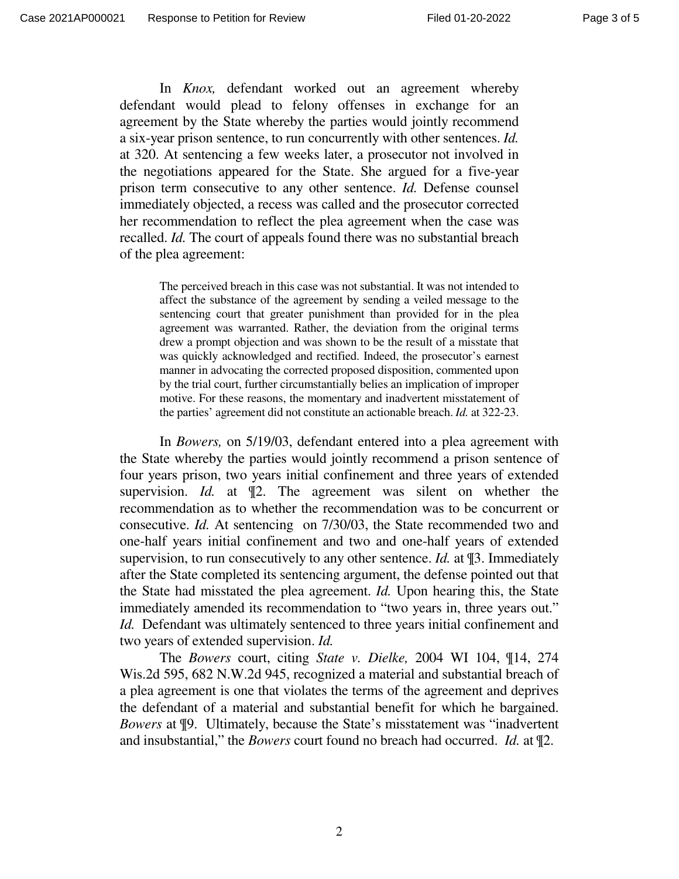In *Knox,* defendant worked out an agreement whereby defendant would plead to felony offenses in exchange for an agreement by the State whereby the parties would jointly recommend a six-year prison sentence, to run concurrently with other sentences. *Id.* at 320. At sentencing a few weeks later, a prosecutor not involved in the negotiations appeared for the State. She argued for a five-year prison term consecutive to any other sentence. *Id.* Defense counsel immediately objected, a recess was called and the prosecutor corrected her recommendation to reflect the plea agreement when the case was recalled. *Id.* The court of appeals found there was no substantial breach of the plea agreement:

> The perceived breach in this case was not substantial. It was not intended to affect the substance of the agreement by sending a veiled message to the sentencing court that greater punishment than provided for in the plea agreement was warranted. Rather, the deviation from the original terms drew a prompt objection and was shown to be the result of a misstate that was quickly acknowledged and rectified. Indeed, the prosecutor's earnest manner in advocating the corrected proposed disposition, commented upon by the trial court, further circumstantially belies an implication of improper motive. For these reasons, the momentary and inadvertent misstatement of the parties' agreement did not constitute an actionable breach. *Id.* at 322-23.

In *Bowers,* on 5/19/03, defendant entered into a plea agreement with the State whereby the parties would jointly recommend a prison sentence of four years prison, two years initial confinement and three years of extended supervision. *Id.* at ¶2. The agreement was silent on whether the recommendation as to whether the recommendation was to be concurrent or consecutive. *Id.* At sentencing on 7/30/03, the State recommended two and one-half years initial confinement and two and one-half years of extended supervision, to run consecutively to any other sentence. *Id.* at ¶3. Immediately after the State completed its sentencing argument, the defense pointed out that the State had misstated the plea agreement. *Id.* Upon hearing this, the State immediately amended its recommendation to "two years in, three years out." *Id.* Defendant was ultimately sentenced to three years initial confinement and two years of extended supervision. *Id.*

The *Bowers* court, citing *State v. Dielke,* 2004 WI 104, ¶14, 274 Wis.2d 595, 682 N.W.2d 945, recognized a material and substantial breach of a plea agreement is one that violates the terms of the agreement and deprives the defendant of a material and substantial benefit for which he bargained. *Bowers* at ¶9. Ultimately, because the State's misstatement was "inadvertent and insubstantial," the *Bowers* court found no breach had occurred. *Id.* at ¶2.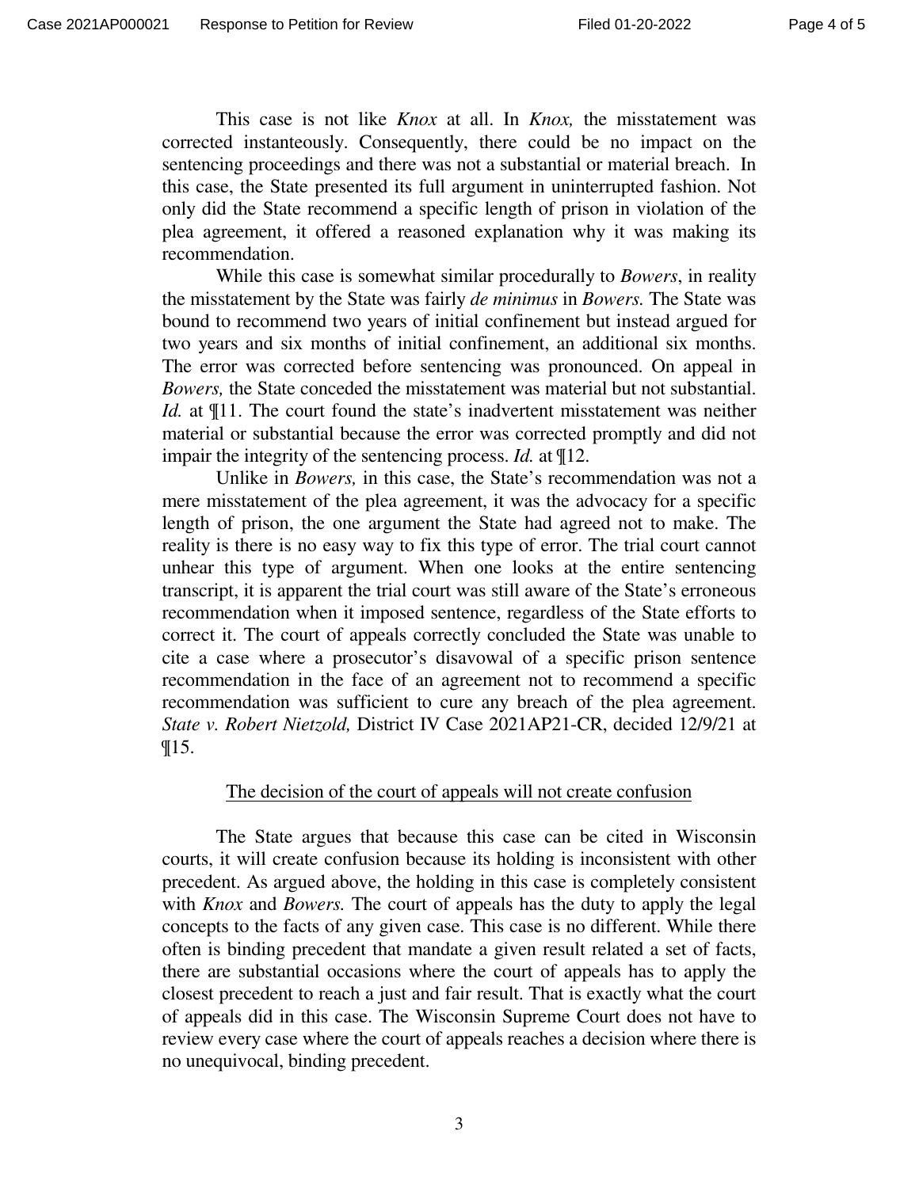This case is not like *Knox* at all. In *Knox,* the misstatement was corrected instanteously. Consequently, there could be no impact on the sentencing proceedings and there was not a substantial or material breach. In this case, the State presented its full argument in uninterrupted fashion. Not only did the State recommend a specific length of prison in violation of the plea agreement, it offered a reasoned explanation why it was making its recommendation.

While this case is somewhat similar procedurally to *Bowers*, in reality the misstatement by the State was fairly *de minimus* in *Bowers.* The State was bound to recommend two years of initial confinement but instead argued for two years and six months of initial confinement, an additional six months. The error was corrected before sentencing was pronounced. On appeal in *Bowers,* the State conceded the misstatement was material but not substantial. *Id.* at ¶11. The court found the state's inadvertent misstatement was neither material or substantial because the error was corrected promptly and did not impair the integrity of the sentencing process. *Id.* at ¶12.

Unlike in *Bowers,* in this case, the State's recommendation was not a mere misstatement of the plea agreement, it was the advocacy for a specific length of prison, the one argument the State had agreed not to make. The reality is there is no easy way to fix this type of error. The trial court cannot unhear this type of argument. When one looks at the entire sentencing transcript, it is apparent the trial court was still aware of the State's erroneous recommendation when it imposed sentence, regardless of the State efforts to correct it. The court of appeals correctly concluded the State was unable to cite a case where a prosecutor's disavowal of a specific prison sentence recommendation in the face of an agreement not to recommend a specific recommendation was sufficient to cure any breach of the plea agreement. *State v. Robert Nietzold,* District IV Case 2021AP21-CR, decided 12/9/21 at ¶15.

<u>The decision of the court of appeals will not create confusion</u>

The State argues that because this case can be cited in Wisconsin courts, it will create confusion because its holding is inconsistent with other precedent. As argued above, the holding in this case is completely consistent with *Knox* and *Bowers.* The court of appeals has the duty to apply the legal concepts to the facts of any given case. This case is no different. While there often is binding precedent that mandate a given result related a set of facts, there are substantial occasions where the court of appeals has to apply the closest precedent to reach a just and fair result. That is exactly what the court of appeals did in this case. The Wisconsin Supreme Court does not have to review every case where the court of appeals reaches a decision where there is no unequivocal, binding precedent.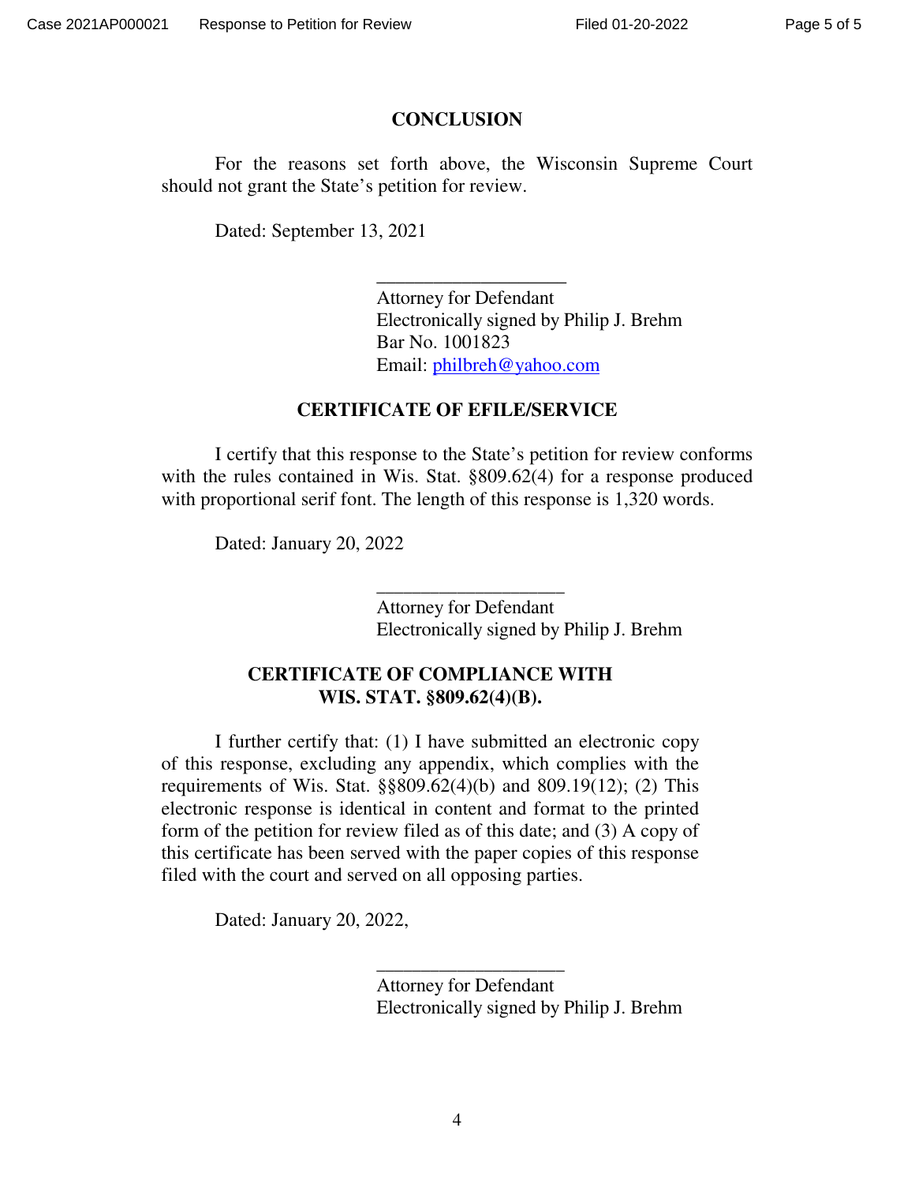## CONCLUSION

For the reasons set forth above, the Wisconsin Supreme Court should not grant the State's petition for review.

Dated: September 13, 2021

\_\_\_\_\_\_\_\_\_\_\_\_\_\_\_\_\_\_\_\_

Attorney for Defendant
Electronically signed by Philip J. Brehm
Bar No. 1001823
Email: philbreh@yahoo.com

## CERTIFICATE OF EFILE/SERVICE

I certify that this response to the State's petition for review conforms with the rules contained in Wis. Stat. §809.62(4) for a response produced with proportional serif font. The length of this response is 1,320 words.

Dated: January 20, 2022

\_\_\_\_\_\_\_\_\_\_\_\_\_\_\_\_\_\_\_\_

Attorney for Defendant
Electronically signed by Philip J. Brehm

## CERTIFICATE OF COMPLIANCE WITH WIS. STAT. §809.62(4)(B).

I further certify that: (1) I have submitted an electronic copy of this response, excluding any appendix, which complies with the requirements of Wis. Stat. §§809.62(4)(b) and 809.19(12); (2) This electronic response is identical in content and format to the printed form of the petition for review filed as of this date; and (3) A copy of this certificate has been served with the paper copies of this response filed with the court and served on all opposing parties.

Dated: January 20, 2022,

\_\_\_\_\_\_\_\_\_\_\_\_\_\_\_\_\_\_\_\_

Attorney for Defendant
Electronically signed by Philip J. Brehm